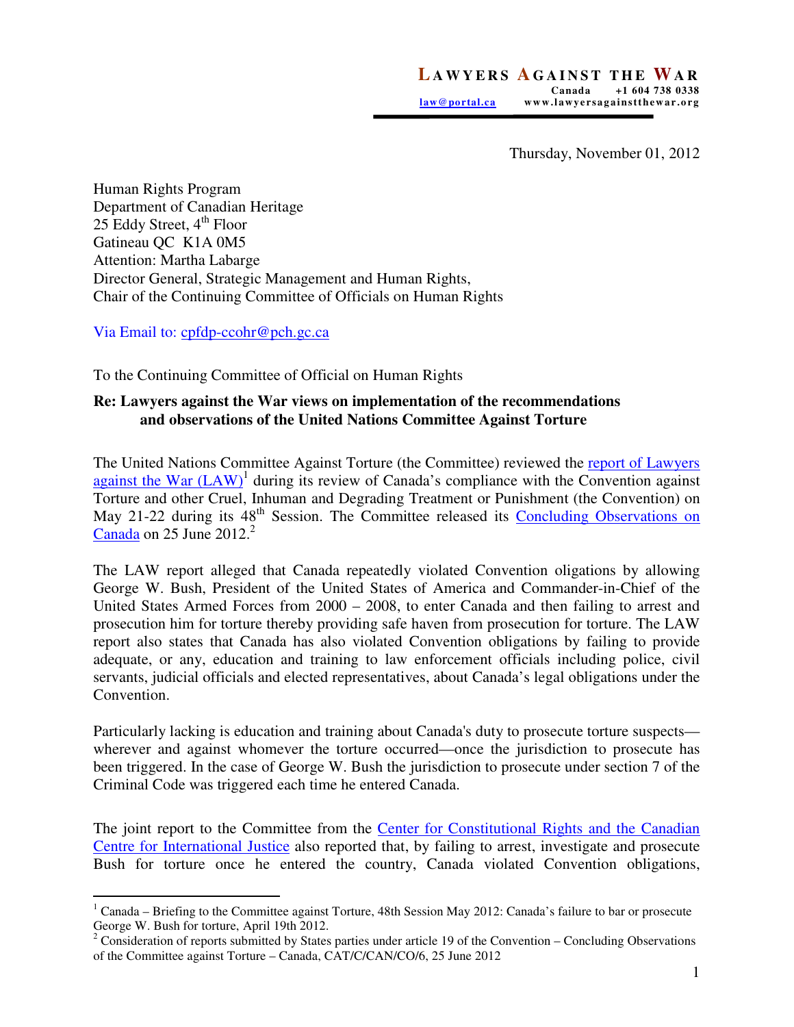**LAWYERS AGAINST THE WAR**
Canada +1 604 738 0338
law@portal.ca www.lawyersagainstthewar.org

Thursday, November 01, 2012

Human Rights Program
Department of Canadian Heritage
25 Eddy Street, 4th Floor
Gatineau QC K1A 0M5
Attention: Martha Labarge
Director General, Strategic Management and Human Rights,
Chair of the Continuing Committee of Officials on Human Rights

Via Email to: cpfdp-ccohr@pch.gc.ca

To the Continuing Committee of Official on Human Rights

**Re: Lawyers against the War views on implementation of the recommendations and observations of the United Nations Committee Against Torture**

The United Nations Committee Against Torture (the Committee) reviewed the report of Lawyers against the War (LAW)[1] during its review of Canada's compliance with the Convention against Torture and other Cruel, Inhuman and Degrading Treatment or Punishment (the Convention) on May 21-22 during its 48th Session. The Committee released its Concluding Observations on Canada on 25 June 2012.[2]

The LAW report alleged that Canada repeatedly violated Convention oligations by allowing George W. Bush, President of the United States of America and Commander-in-Chief of the United States Armed Forces from 2000 – 2008, to enter Canada and then failing to arrest and prosecution him for torture thereby providing safe haven from prosecution for torture. The LAW report also states that Canada has also violated Convention obligations by failing to provide adequate, or any, education and training to law enforcement officials including police, civil servants, judicial officials and elected representatives, about Canada's legal obligations under the Convention.

Particularly lacking is education and training about Canada's duty to prosecute torture suspects—wherever and against whomever the torture occurred—once the jurisdiction to prosecute has been triggered. In the case of George W. Bush the jurisdiction to prosecute under section 7 of the Criminal Code was triggered each time he entered Canada.

The joint report to the Committee from the Center for Constitutional Rights and the Canadian Centre for International Justice also reported that, by failing to arrest, investigate and prosecute Bush for torture once he entered the country, Canada violated Convention obligations,

---

[1] Canada – Briefing to the Committee against Torture, 48th Session May 2012: Canada's failure to bar or prosecute George W. Bush for torture, April 19th 2012.

[2] Consideration of reports submitted by States parties under article 19 of the Convention – Concluding Observations of the Committee against Torture – Canada, CAT/C/CAN/CO/6, 25 June 2012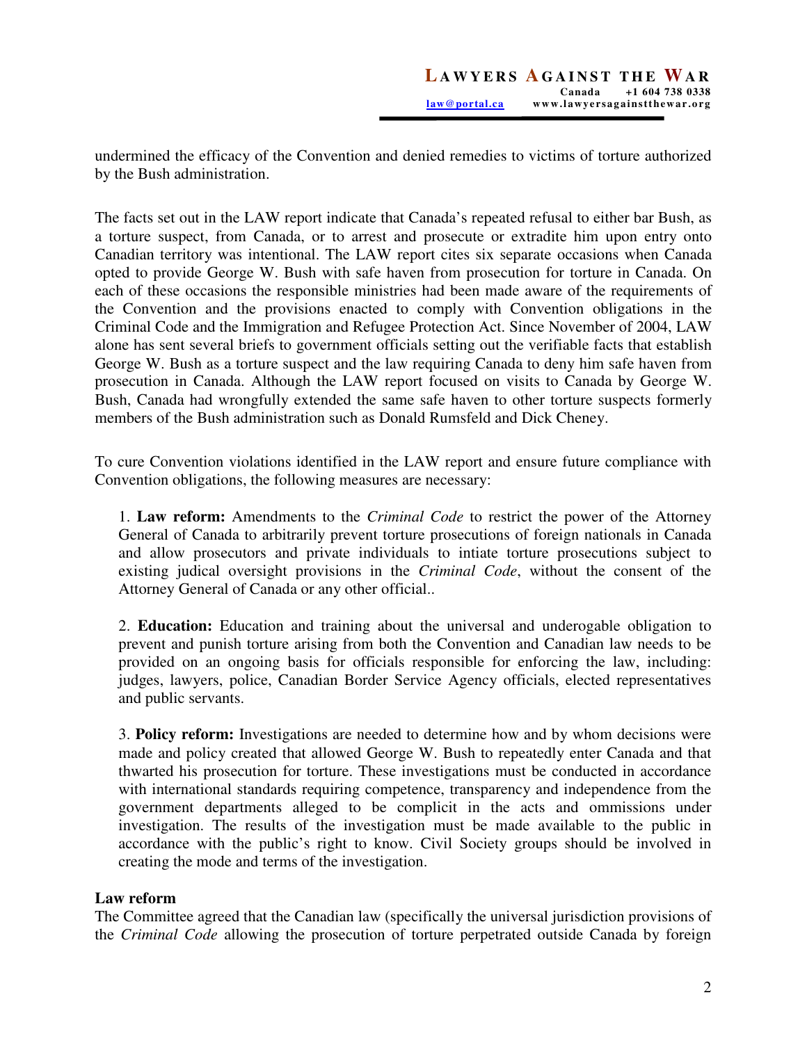undermined the efficacy of the Convention and denied remedies to victims of torture authorized by the Bush administration.

The facts set out in the LAW report indicate that Canada's repeated refusal to either bar Bush, as a torture suspect, from Canada, or to arrest and prosecute or extradite him upon entry onto Canadian territory was intentional. The LAW report cites six separate occasions when Canada opted to provide George W. Bush with safe haven from prosecution for torture in Canada. On each of these occasions the responsible ministries had been made aware of the requirements of the Convention and the provisions enacted to comply with Convention obligations in the Criminal Code and the Immigration and Refugee Protection Act. Since November of 2004, LAW alone has sent several briefs to government officials setting out the verifiable facts that establish George W. Bush as a torture suspect and the law requiring Canada to deny him safe haven from prosecution in Canada. Although the LAW report focused on visits to Canada by George W. Bush, Canada had wrongfully extended the same safe haven to other torture suspects formerly members of the Bush administration such as Donald Rumsfeld and Dick Cheney.

To cure Convention violations identified in the LAW report and ensure future compliance with Convention obligations, the following measures are necessary:

1. **Law reform:** Amendments to the *Criminal Code* to restrict the power of the Attorney General of Canada to arbitrarily prevent torture prosecutions of foreign nationals in Canada and allow prosecutors and private individuals to intiate torture prosecutions subject to existing judical oversight provisions in the *Criminal Code*, without the consent of the Attorney General of Canada or any other official..

2. **Education:** Education and training about the universal and underogable obligation to prevent and punish torture arising from both the Convention and Canadian law needs to be provided on an ongoing basis for officials responsible for enforcing the law, including: judges, lawyers, police, Canadian Border Service Agency officials, elected representatives and public servants.

3. **Policy reform:** Investigations are needed to determine how and by whom decisions were made and policy created that allowed George W. Bush to repeatedly enter Canada and that thwarted his prosecution for torture. These investigations must be conducted in accordance with international standards requiring competence, transparency and independence from the government departments alleged to be complicit in the acts and ommissions under investigation. The results of the investigation must be made available to the public in accordance with the public's right to know. Civil Society groups should be involved in creating the mode and terms of the investigation.

**Law reform**

The Committee agreed that the Canadian law (specifically the universal jurisdiction provisions of the *Criminal Code* allowing the prosecution of torture perpetrated outside Canada by foreign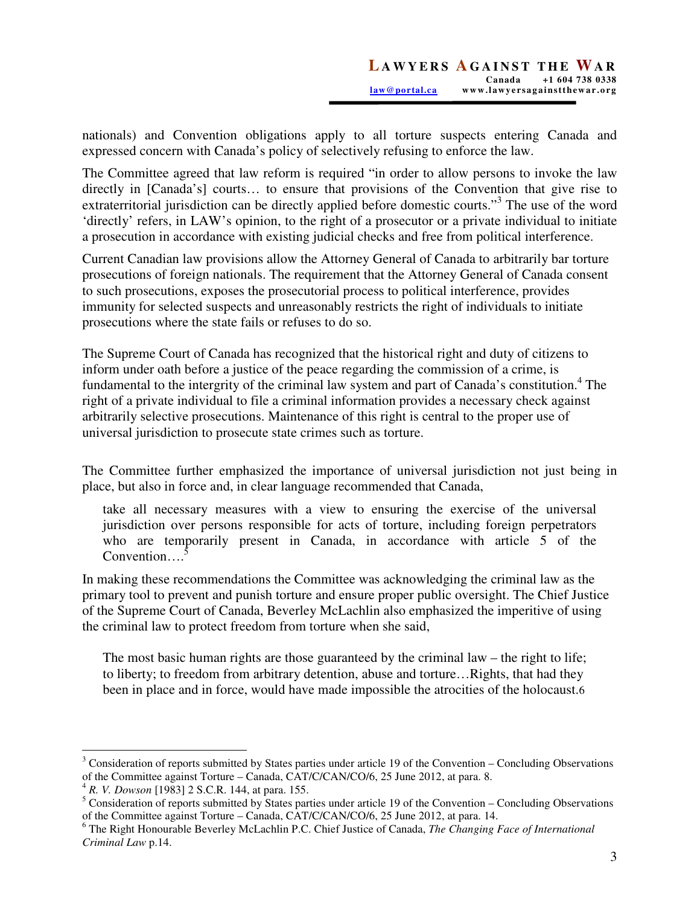nationals) and Convention obligations apply to all torture suspects entering Canada and expressed concern with Canada's policy of selectively refusing to enforce the law.

The Committee agreed that law reform is required "in order to allow persons to invoke the law directly in [Canada's] courts… to ensure that provisions of the Convention that give rise to extraterritorial jurisdiction can be directly applied before domestic courts."[3] The use of the word 'directly' refers, in LAW's opinion, to the right of a prosecutor or a private individual to initiate a prosecution in accordance with existing judicial checks and free from political interference.

Current Canadian law provisions allow the Attorney General of Canada to arbitrarily bar torture prosecutions of foreign nationals. The requirement that the Attorney General of Canada consent to such prosecutions, exposes the prosecutorial process to political interference, provides immunity for selected suspects and unreasonably restricts the right of individuals to initiate prosecutions where the state fails or refuses to do so.

The Supreme Court of Canada has recognized that the historical right and duty of citizens to inform under oath before a justice of the peace regarding the commission of a crime, is fundamental to the intergrity of the criminal law system and part of Canada's constitution.[4] The right of a private individual to file a criminal information provides a necessary check against arbitrarily selective prosecutions. Maintenance of this right is central to the proper use of universal jurisdiction to prosecute state crimes such as torture.

The Committee further emphasized the importance of universal jurisdiction not just being in place, but also in force and, in clear language recommended that Canada,

> take all necessary measures with a view to ensuring the exercise of the universal jurisdiction over persons responsible for acts of torture, including foreign perpetrators who are temporarily present in Canada, in accordance with article 5 of the Convention….[5]

In making these recommendations the Committee was acknowledging the criminal law as the primary tool to prevent and punish torture and ensure proper public oversight. The Chief Justice of the Supreme Court of Canada, Beverley McLachlin also emphasized the imperitive of using the criminal law to protect freedom from torture when she said,

> The most basic human rights are those guaranteed by the criminal law – the right to life; to liberty; to freedom from arbitrary detention, abuse and torture…Rights, that had they been in place and in force, would have made impossible the atrocities of the holocaust.[6]

---

[3] Consideration of reports submitted by States parties under article 19 of the Convention – Concluding Observations of the Committee against Torture – Canada, CAT/C/CAN/CO/6, 25 June 2012, at para. 8.

[4] *R. V. Dowson* [1983] 2 S.C.R. 144, at para. 155.

[5] Consideration of reports submitted by States parties under article 19 of the Convention – Concluding Observations of the Committee against Torture – Canada, CAT/C/CAN/CO/6, 25 June 2012, at para. 14.

[6] The Right Honourable Beverley McLachlin P.C. Chief Justice of Canada, *The Changing Face of International Criminal Law* p.14.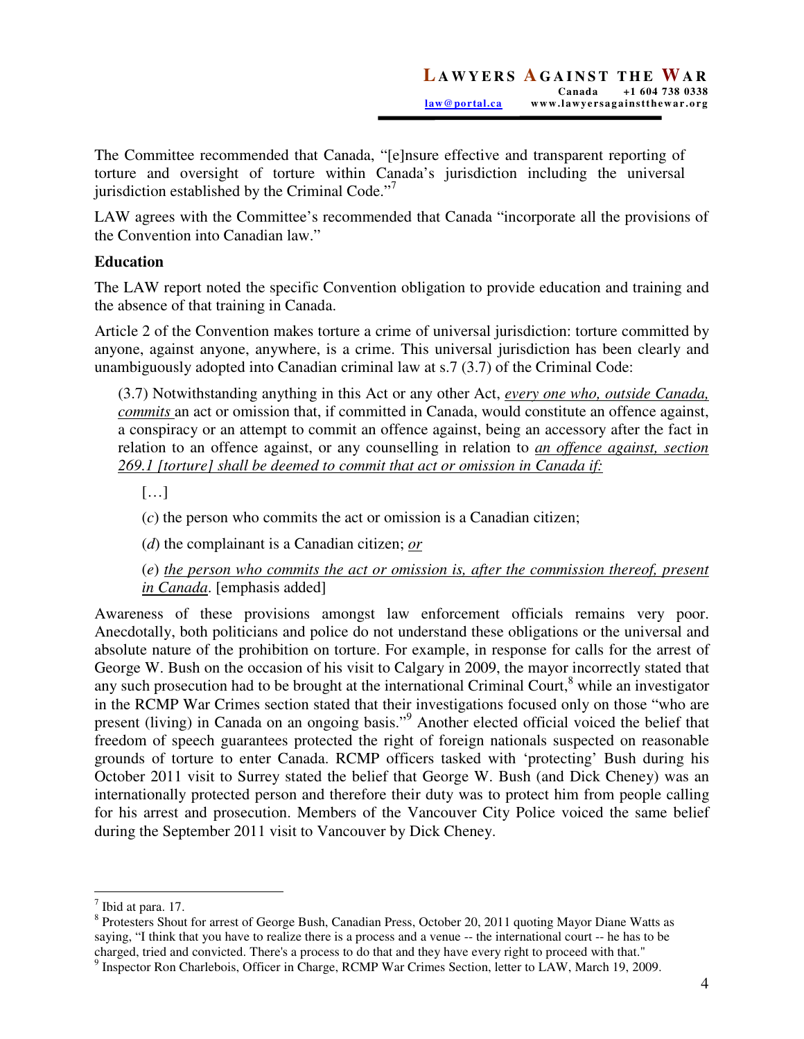The Committee recommended that Canada, "[e]nsure effective and transparent reporting of torture and oversight of torture within Canada's jurisdiction including the universal jurisdiction established by the Criminal Code."[7]

LAW agrees with the Committee's recommended that Canada "incorporate all the provisions of the Convention into Canadian law."

**Education**

The LAW report noted the specific Convention obligation to provide education and training and the absence of that training in Canada.

Article 2 of the Convention makes torture a crime of universal jurisdiction: torture committed by anyone, against anyone, anywhere, is a crime. This universal jurisdiction has been clearly and unambiguously adopted into Canadian criminal law at s.7 (3.7) of the Criminal Code:

> (3.7) Notwithstanding anything in this Act or any other Act, <u>*every one who, outside Canada, commits*</u> an act or omission that, if committed in Canada, would constitute an offence against, a conspiracy or an attempt to commit an offence against, being an accessory after the fact in relation to an offence against, or any counselling in relation to <u>*an offence against, section 269.1 [torture] shall be deemed to commit that act or omission in Canada if:*</u>
>
> […]
>
> (*c*) the person who commits the act or omission is a Canadian citizen;
>
> (*d*) the complainant is a Canadian citizen; <u>*or*</u>
>
> (*e*) <u>*the person who commits the act or omission is, after the commission thereof, present in Canada*</u>. [emphasis added]

Awareness of these provisions amongst law enforcement officials remains very poor. Anecdotally, both politicians and police do not understand these obligations or the universal and absolute nature of the prohibition on torture. For example, in response for calls for the arrest of George W. Bush on the occasion of his visit to Calgary in 2009, the mayor incorrectly stated that any such prosecution had to be brought at the international Criminal Court,[8] while an investigator in the RCMP War Crimes section stated that their investigations focused only on those "who are present (living) in Canada on an ongoing basis."[9] Another elected official voiced the belief that freedom of speech guarantees protected the right of foreign nationals suspected on reasonable grounds of torture to enter Canada. RCMP officers tasked with 'protecting' Bush during his October 2011 visit to Surrey stated the belief that George W. Bush (and Dick Cheney) was an internationally protected person and therefore their duty was to protect him from people calling for his arrest and prosecution. Members of the Vancouver City Police voiced the same belief during the September 2011 visit to Vancouver by Dick Cheney.

---

[7] Ibid at para. 17.

[8] Protesters Shout for arrest of George Bush, Canadian Press, October 20, 2011 quoting Mayor Diane Watts as saying, "I think that you have to realize there is a process and a venue -- the international court -- he has to be charged, tried and convicted. There's a process to do that and they have every right to proceed with that."

[9] Inspector Ron Charlebois, Officer in Charge, RCMP War Crimes Section, letter to LAW, March 19, 2009.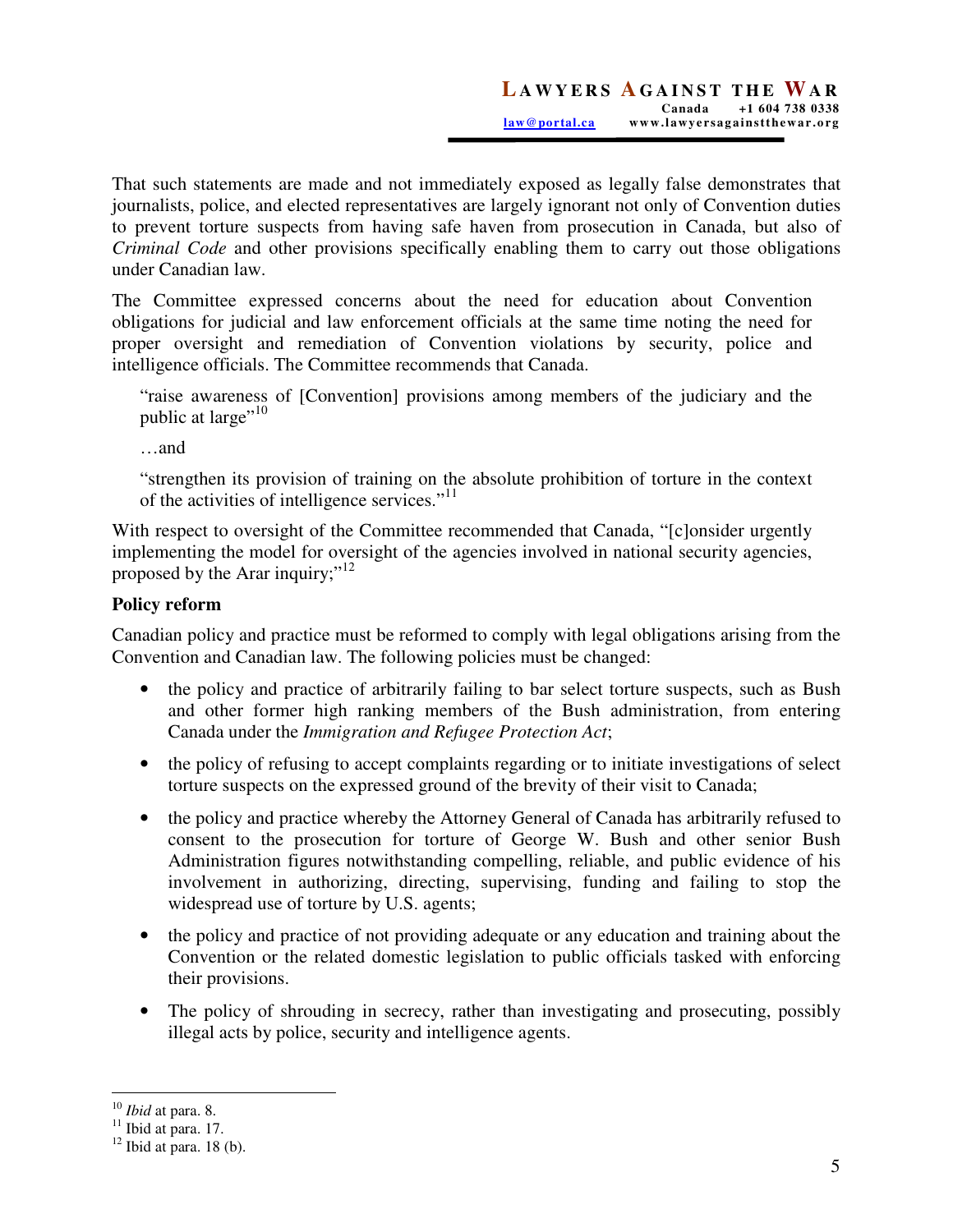That such statements are made and not immediately exposed as legally false demonstrates that journalists, police, and elected representatives are largely ignorant not only of Convention duties to prevent torture suspects from having safe haven from prosecution in Canada, but also of *Criminal Code* and other provisions specifically enabling them to carry out those obligations under Canadian law.

The Committee expressed concerns about the need for education about Convention obligations for judicial and law enforcement officials at the same time noting the need for proper oversight and remediation of Convention violations by security, police and intelligence officials. The Committee recommends that Canada.

> "raise awareness of [Convention] provisions among members of the judiciary and the public at large"[10]
>
> …and
>
> "strengthen its provision of training on the absolute prohibition of torture in the context of the activities of intelligence services."[11]

With respect to oversight of the Committee recommended that Canada, "[c]onsider urgently implementing the model for oversight of the agencies involved in national security agencies, proposed by the Arar inquiry;"[12]

**Policy reform**

Canadian policy and practice must be reformed to comply with legal obligations arising from the Convention and Canadian law. The following policies must be changed:

- the policy and practice of arbitrarily failing to bar select torture suspects, such as Bush and other former high ranking members of the Bush administration, from entering Canada under the *Immigration and Refugee Protection Act*;
- the policy of refusing to accept complaints regarding or to initiate investigations of select torture suspects on the expressed ground of the brevity of their visit to Canada;
- the policy and practice whereby the Attorney General of Canada has arbitrarily refused to consent to the prosecution for torture of George W. Bush and other senior Bush Administration figures notwithstanding compelling, reliable, and public evidence of his involvement in authorizing, directing, supervising, funding and failing to stop the widespread use of torture by U.S. agents;
- the policy and practice of not providing adequate or any education and training about the Convention or the related domestic legislation to public officials tasked with enforcing their provisions.
- The policy of shrouding in secrecy, rather than investigating and prosecuting, possibly illegal acts by police, security and intelligence agents.

---

[10] *Ibid* at para. 8.
[11] Ibid at para. 17.
[12] Ibid at para. 18 (b).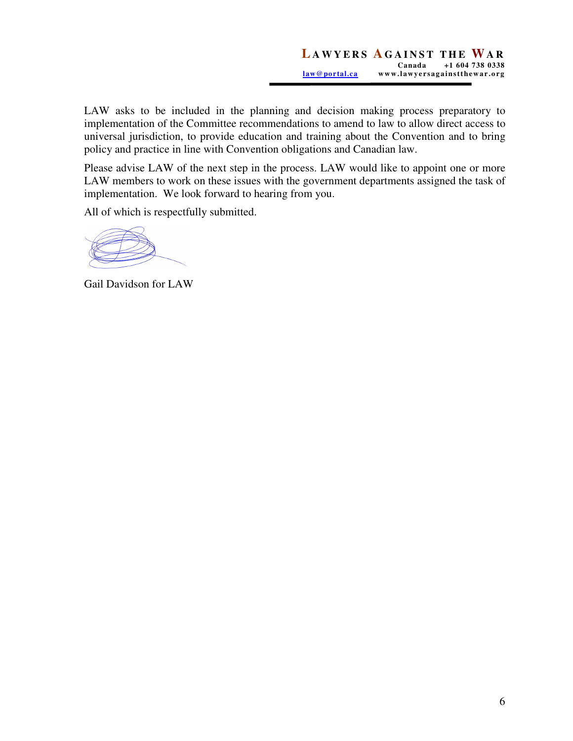LAW asks to be included in the planning and decision making process preparatory to implementation of the Committee recommendations to amend to law to allow direct access to universal jurisdiction, to provide education and training about the Convention and to bring policy and practice in line with Convention obligations and Canadian law.

Please advise LAW of the next step in the process. LAW would like to appoint one or more LAW members to work on these issues with the government departments assigned the task of implementation. We look forward to hearing from you.

All of which is respectfully submitted.

Gail Davidson for LAW